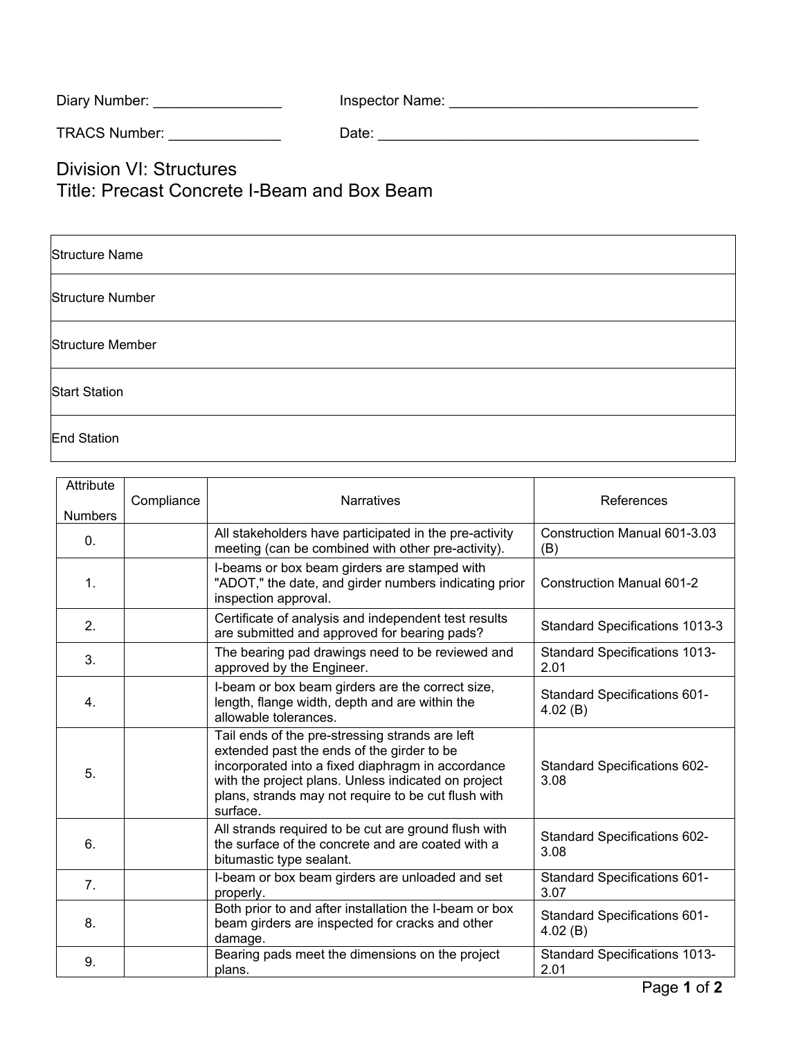Diary Number: ________________ Inspector Name: _______________________________

TRACS Number: ______________ Date: ________________________________________

# Division VI: Structures
# Title: Precast Concrete I-Beam and Box Beam

| Structure Name | |
|---|---|
| Structure Number | |
| Structure Member | |
| Start Station | |
| End Station | |

| Attribute Numbers | Compliance | Narratives | References |
|---|---|---|---|
| 0. | | All stakeholders have participated in the pre-activity meeting (can be combined with other pre-activity). | Construction Manual 601-3.03 (B) |
| 1. | | I-beams or box beam girders are stamped with "ADOT," the date, and girder numbers indicating prior inspection approval. | Construction Manual 601-2 |
| 2. | | Certificate of analysis and independent test results are submitted and approved for bearing pads? | Standard Specifications 1013-3 |
| 3. | | The bearing pad drawings need to be reviewed and approved by the Engineer. | Standard Specifications 1013-2.01 |
| 4. | | I-beam or box beam girders are the correct size, length, flange width, depth and are within the allowable tolerances. | Standard Specifications 601-4.02 (B) |
| 5. | | Tail ends of the pre-stressing strands are left extended past the ends of the girder to be incorporated into a fixed diaphragm in accordance with the project plans. Unless indicated on project plans, strands may not require to be cut flush with surface. | Standard Specifications 602-3.08 |
| 6. | | All strands required to be cut are ground flush with the surface of the concrete and are coated with a bitumastic type sealant. | Standard Specifications 602-3.08 |
| 7. | | I-beam or box beam girders are unloaded and set properly. | Standard Specifications 601-3.07 |
| 8. | | Both prior to and after installation the I-beam or box beam girders are inspected for cracks and other damage. | Standard Specifications 601-4.02 (B) |
| 9. | | Bearing pads meet the dimensions on the project plans. | Standard Specifications 1013-2.01 |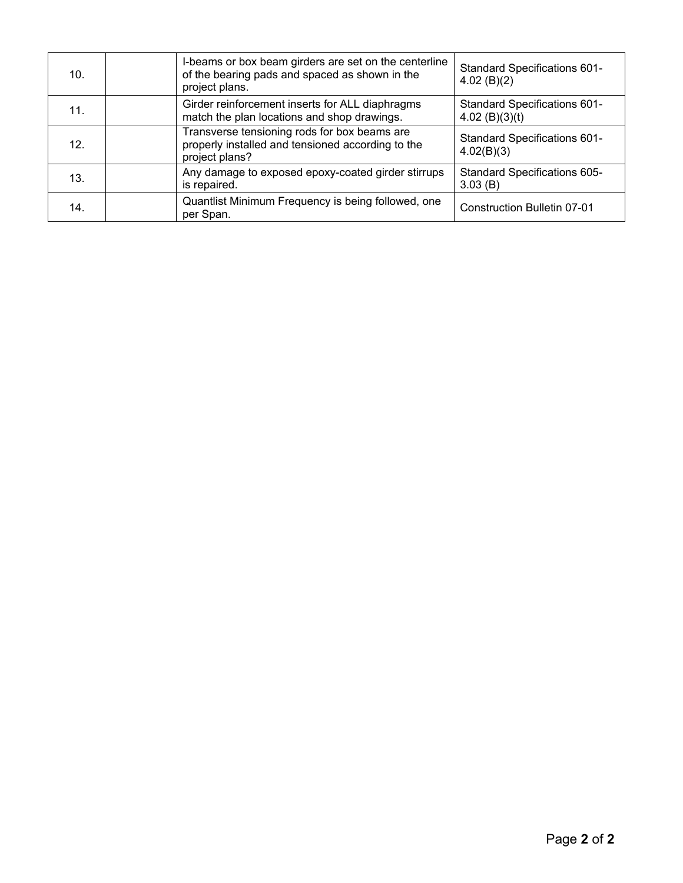| | | | |
|---|---|---|---|
| 10. | | I-beams or box beam girders are set on the centerline of the bearing pads and spaced as shown in the project plans. | Standard Specifications 601-4.02 (B)(2) |
| 11. | | Girder reinforcement inserts for ALL diaphragms match the plan locations and shop drawings. | Standard Specifications 601-4.02 (B)(3)(t) |
| 12. | | Transverse tensioning rods for box beams are properly installed and tensioned according to the project plans? | Standard Specifications 601-4.02(B)(3) |
| 13. | | Any damage to exposed epoxy-coated girder stirrups is repaired. | Standard Specifications 605-3.03 (B) |
| 14. | | Quantlist Minimum Frequency is being followed, one per Span. | Construction Bulletin 07-01 |